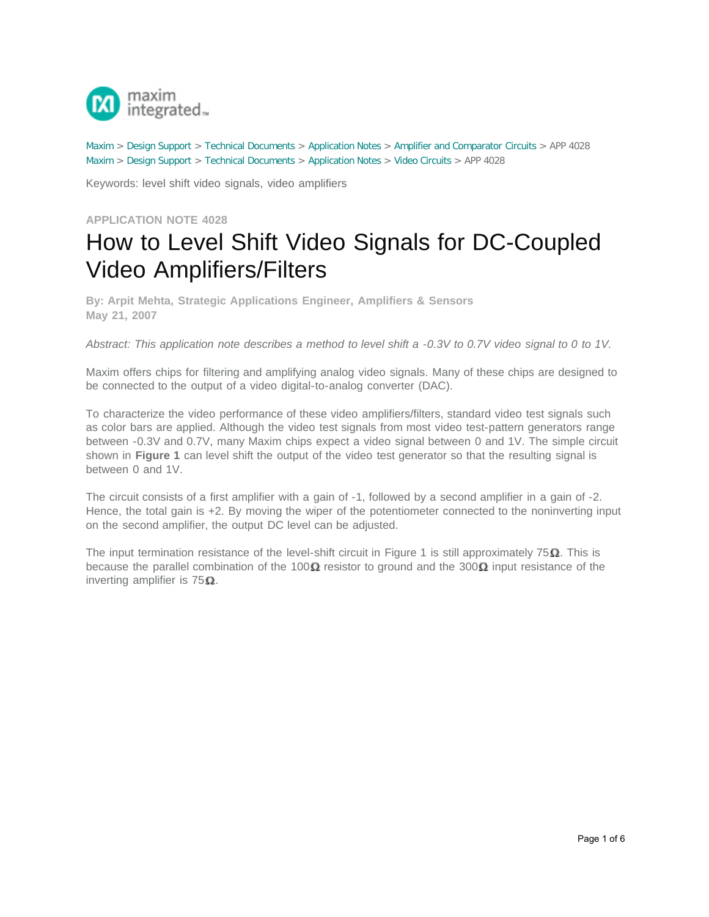Maxim > Design Support > Technical Documents > Application Notes > Amplifier and Comparator Circuits > APP 4028
Maxim > Design Support > Technical Documents > Application Notes > Video Circuits > APP 4028

Keywords: level shift video signals, video amplifiers

**APPLICATION NOTE 4028**

# How to Level Shift Video Signals for DC-Coupled Video Amplifiers/Filters

**By: Arpit Mehta, Strategic Applications Engineer, Amplifiers & Sensors**
**May 21, 2007**

*Abstract: This application note describes a method to level shift a -0.3V to 0.7V video signal to 0 to 1V.*

Maxim offers chips for filtering and amplifying analog video signals. Many of these chips are designed to be connected to the output of a video digital-to-analog converter (DAC).

To characterize the video performance of these video amplifiers/filters, standard video test signals such as color bars are applied. Although the video test signals from most video test-pattern generators range between -0.3V and 0.7V, many Maxim chips expect a video signal between 0 and 1V. The simple circuit shown in **Figure 1** can level shift the output of the video test generator so that the resulting signal is between 0 and 1V.

The circuit consists of a first amplifier with a gain of -1, followed by a second amplifier in a gain of -2. Hence, the total gain is +2. By moving the wiper of the potentiometer connected to the noninverting input on the second amplifier, the output DC level can be adjusted.

The input termination resistance of the level-shift circuit in Figure 1 is still approximately 75Ω. This is because the parallel combination of the 100Ω resistor to ground and the 300Ω input resistance of the inverting amplifier is 75Ω.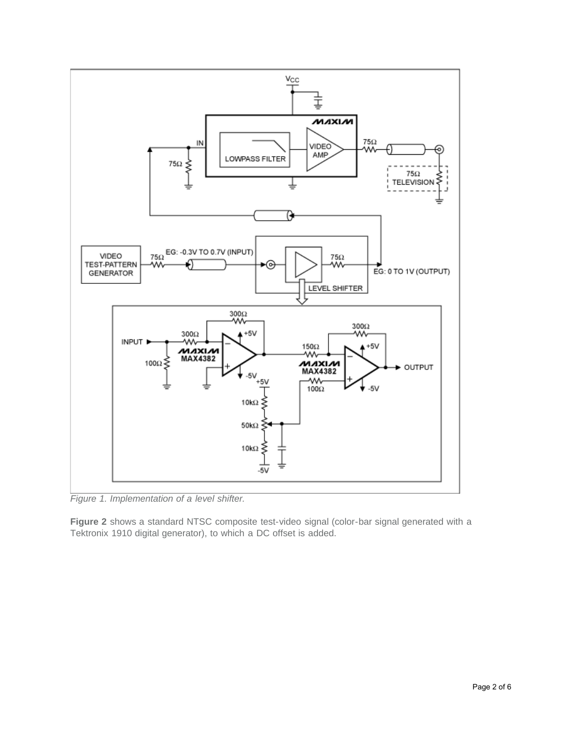*Figure 1. Implementation of a level shifter.*

**Figure 2** shows a standard NTSC composite test-video signal (color-bar signal generated with a Tektronix 1910 digital generator), to which a DC offset is added.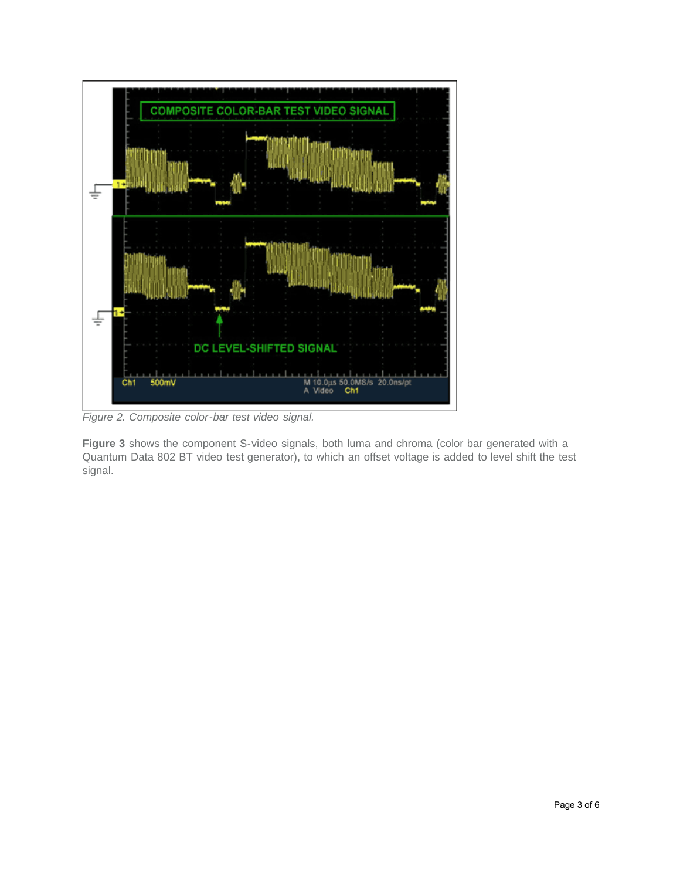*Figure 2. Composite color-bar test video signal.*

**Figure 3** shows the component S-video signals, both luma and chroma (color bar generated with a Quantum Data 802 BT video test generator), to which an offset voltage is added to level shift the test signal.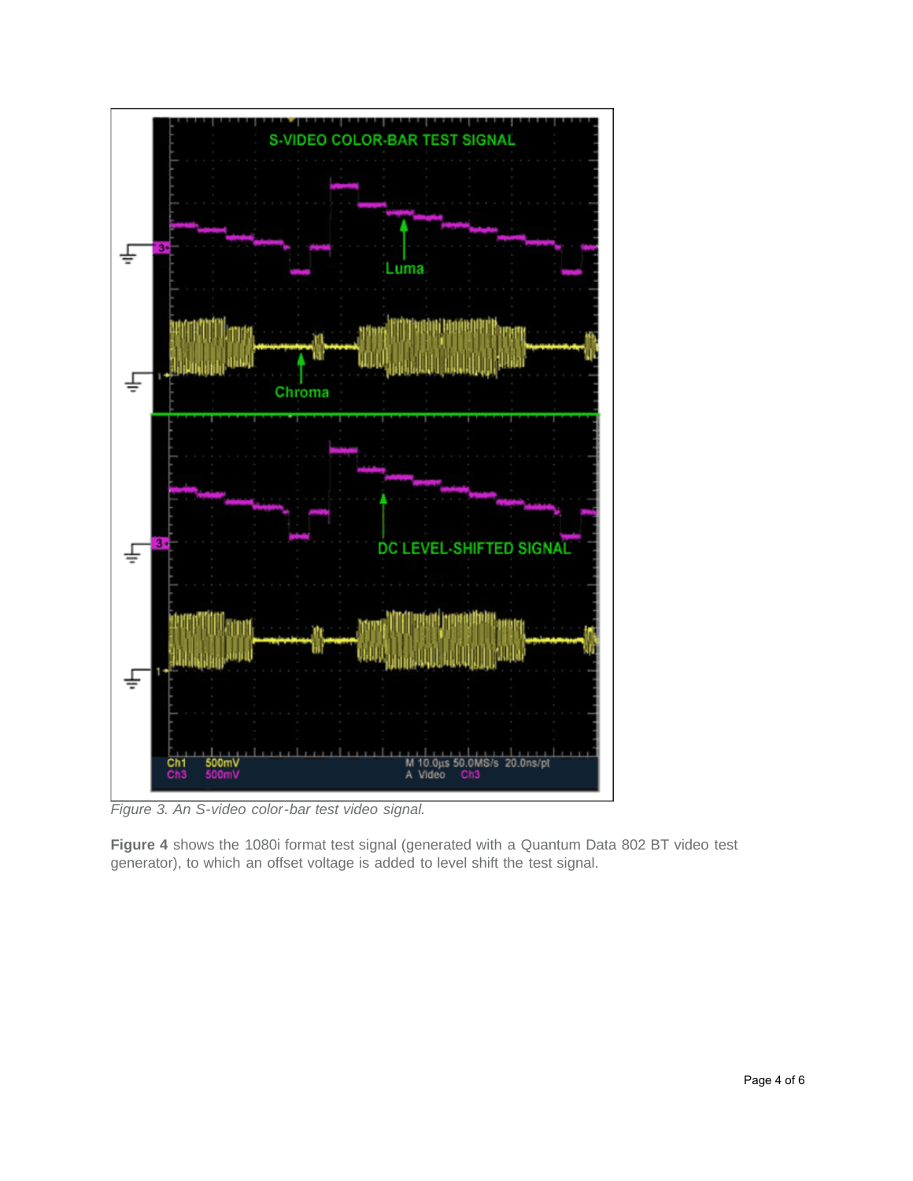Figure 3. An S-video color-bar test video signal.

**Figure 4** shows the 1080i format test signal (generated with a Quantum Data 802 BT video test generator), to which an offset voltage is added to level shift the test signal.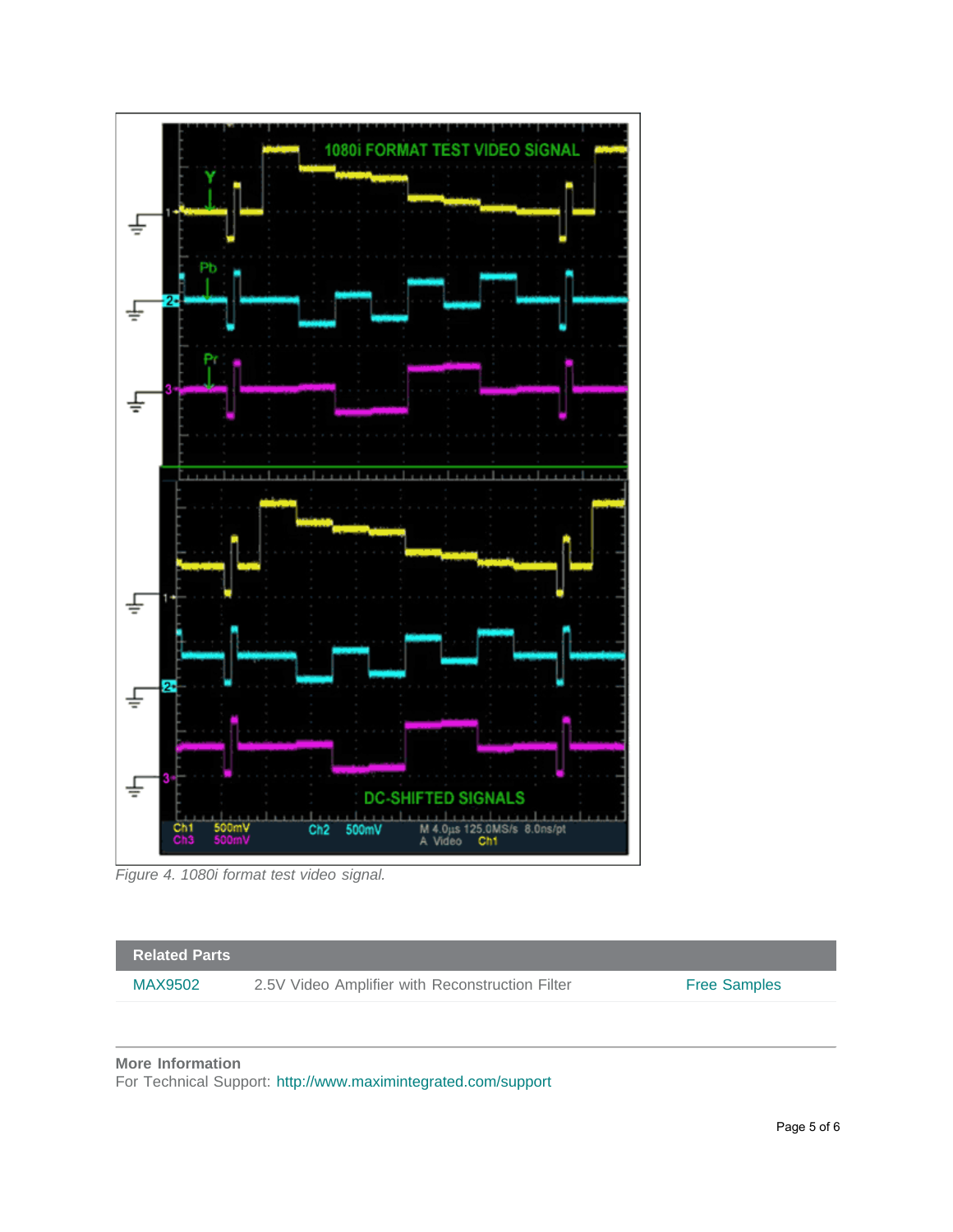*Figure 4. 1080i format test video signal.*

| Related Parts | | |
|---|---|---|
| MAX9502 | 2.5V Video Amplifier with Reconstruction Filter | Free Samples |

**More Information**
For Technical Support: http://www.maximintegrated.com/support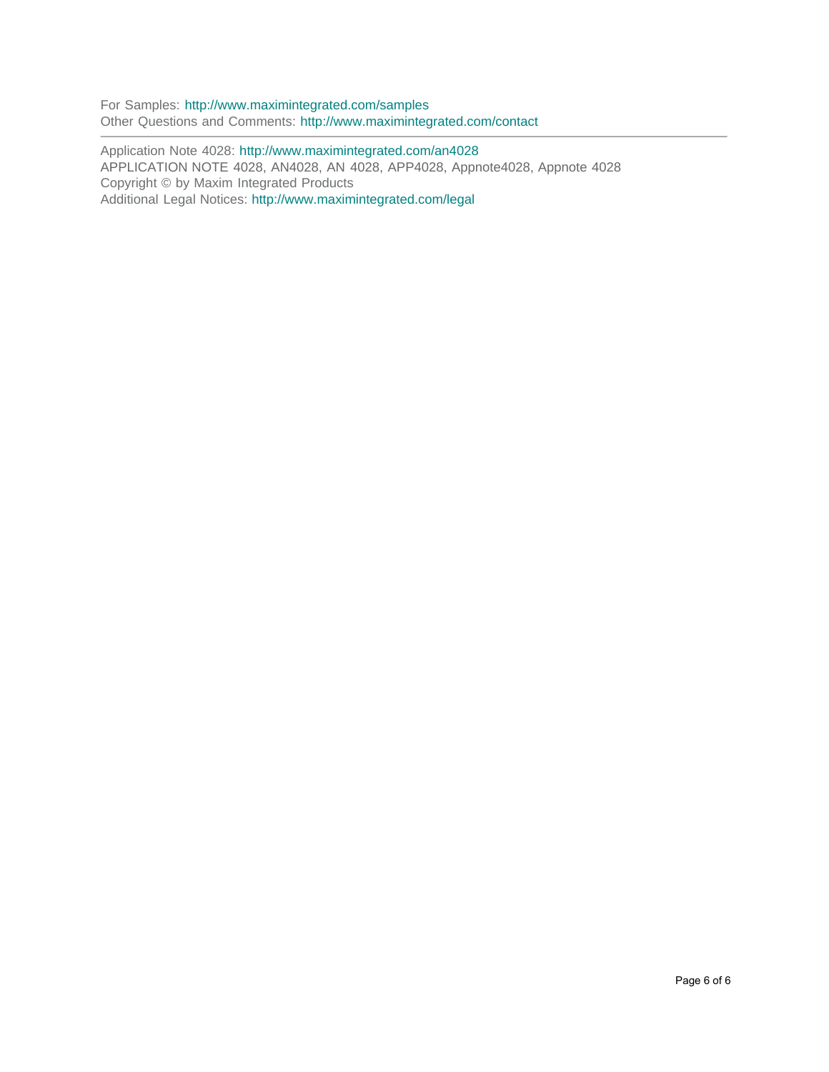For Samples: http://www.maximintegrated.com/samples
Other Questions and Comments: http://www.maximintegrated.com/contact

---

Application Note 4028: http://www.maximintegrated.com/an4028
APPLICATION NOTE 4028, AN4028, AN 4028, APP4028, Appnote4028, Appnote 4028
Copyright © by Maxim Integrated Products
Additional Legal Notices: http://www.maximintegrated.com/legal